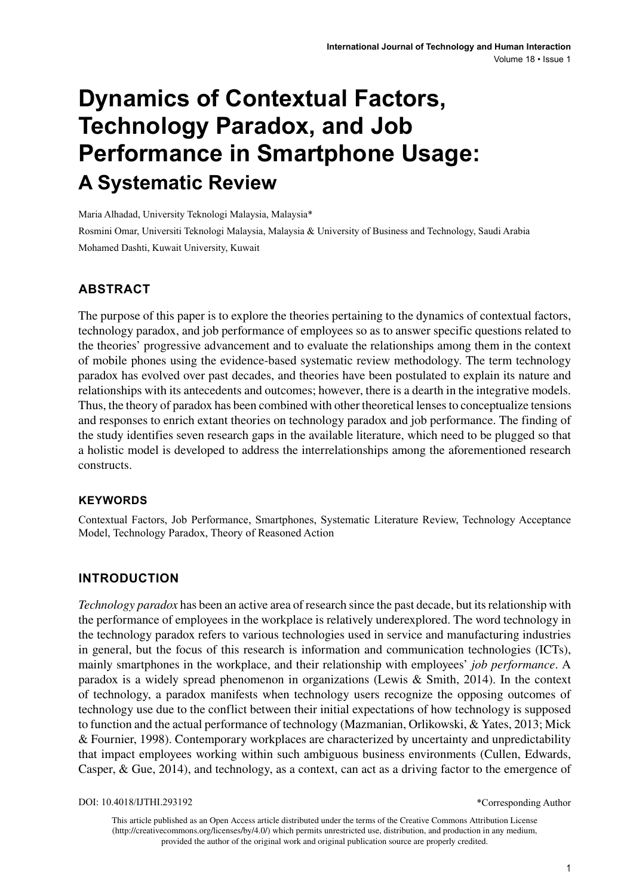# Dynamics of Contextual Factors, Technology Paradox, and Job Performance in Smartphone Usage:

## A Systematic Review

Maria Alhadad, University Teknologi Malaysia, Malaysia*

Rosmini Omar, Universiti Teknologi Malaysia, Malaysia & University of Business and Technology, Saudi Arabia

Mohamed Dashti, Kuwait University, Kuwait

## ABSTRACT

The purpose of this paper is to explore the theories pertaining to the dynamics of contextual factors, technology paradox, and job performance of employees so as to answer specific questions related to the theories' progressive advancement and to evaluate the relationships among them in the context of mobile phones using the evidence-based systematic review methodology. The term technology paradox has evolved over past decades, and theories have been postulated to explain its nature and relationships with its antecedents and outcomes; however, there is a dearth in the integrative models. Thus, the theory of paradox has been combined with other theoretical lenses to conceptualize tensions and responses to enrich extant theories on technology paradox and job performance. The finding of the study identifies seven research gaps in the available literature, which need to be plugged so that a holistic model is developed to address the interrelationships among the aforementioned research constructs.

### KEYWORDS

Contextual Factors, Job Performance, Smartphones, Systematic Literature Review, Technology Acceptance Model, Technology Paradox, Theory of Reasoned Action

## INTRODUCTION

*Technology paradox* has been an active area of research since the past decade, but its relationship with the performance of employees in the workplace is relatively underexplored. The word technology in the technology paradox refers to various technologies used in service and manufacturing industries in general, but the focus of this research is information and communication technologies (ICTs), mainly smartphones in the workplace, and their relationship with employees' *job performance*. A paradox is a widely spread phenomenon in organizations (Lewis & Smith, 2014). In the context of technology, a paradox manifests when technology users recognize the opposing outcomes of technology use due to the conflict between their initial expectations of how technology is supposed to function and the actual performance of technology (Mazmanian, Orlikowski, & Yates, 2013; Mick & Fournier, 1998). Contemporary workplaces are characterized by uncertainty and unpredictability that impact employees working within such ambiguous business environments (Cullen, Edwards, Casper, & Gue, 2014), and technology, as a context, can act as a driving factor to the emergence of

DOI: 10.4018/IJTHI.293192

*Corresponding Author

This article published as an Open Access article distributed under the terms of the Creative Commons Attribution License (http://creativecommons.org/licenses/by/4.0/) which permits unrestricted use, distribution, and production in any medium, provided the author of the original work and original publication source are properly credited.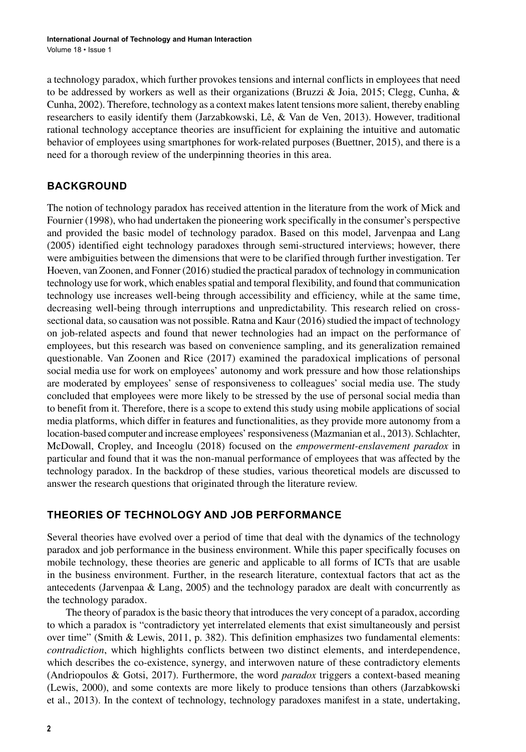a technology paradox, which further provokes tensions and internal conflicts in employees that need to be addressed by workers as well as their organizations (Bruzzi & Joia, 2015; Clegg, Cunha, & Cunha, 2002). Therefore, technology as a context makes latent tensions more salient, thereby enabling researchers to easily identify them (Jarzabkowski, Lê, & Van de Ven, 2013). However, traditional rational technology acceptance theories are insufficient for explaining the intuitive and automatic behavior of employees using smartphones for work-related purposes (Buettner, 2015), and there is a need for a thorough review of the underpinning theories in this area.

## BACKGROUND

The notion of technology paradox has received attention in the literature from the work of Mick and Fournier (1998), who had undertaken the pioneering work specifically in the consumer's perspective and provided the basic model of technology paradox. Based on this model, Jarvenpaa and Lang (2005) identified eight technology paradoxes through semi-structured interviews; however, there were ambiguities between the dimensions that were to be clarified through further investigation. Ter Hoeven, van Zoonen, and Fonner (2016) studied the practical paradox of technology in communication technology use for work, which enables spatial and temporal flexibility, and found that communication technology use increases well-being through accessibility and efficiency, while at the same time, decreasing well-being through interruptions and unpredictability. This research relied on cross-sectional data, so causation was not possible. Ratna and Kaur (2016) studied the impact of technology on job-related aspects and found that newer technologies had an impact on the performance of employees, but this research was based on convenience sampling, and its generalization remained questionable. Van Zoonen and Rice (2017) examined the paradoxical implications of personal social media use for work on employees' autonomy and work pressure and how those relationships are moderated by employees' sense of responsiveness to colleagues' social media use. The study concluded that employees were more likely to be stressed by the use of personal social media than to benefit from it. Therefore, there is a scope to extend this study using mobile applications of social media platforms, which differ in features and functionalities, as they provide more autonomy from a location-based computer and increase employees' responsiveness (Mazmanian et al., 2013). Schlachter, McDowall, Cropley, and Inceoglu (2018) focused on the *empowerment-enslavement paradox* in particular and found that it was the non-manual performance of employees that was affected by the technology paradox. In the backdrop of these studies, various theoretical models are discussed to answer the research questions that originated through the literature review.

## THEORIES OF TECHNOLOGY AND JOB PERFORMANCE

Several theories have evolved over a period of time that deal with the dynamics of the technology paradox and job performance in the business environment. While this paper specifically focuses on mobile technology, these theories are generic and applicable to all forms of ICTs that are usable in the business environment. Further, in the research literature, contextual factors that act as the antecedents (Jarvenpaa & Lang, 2005) and the technology paradox are dealt with concurrently as the technology paradox.

The theory of paradox is the basic theory that introduces the very concept of a paradox, according to which a paradox is "contradictory yet interrelated elements that exist simultaneously and persist over time" (Smith & Lewis, 2011, p. 382). This definition emphasizes two fundamental elements: *contradiction*, which highlights conflicts between two distinct elements, and interdependence, which describes the co-existence, synergy, and interwoven nature of these contradictory elements (Andriopoulos & Gotsi, 2017). Furthermore, the word *paradox* triggers a context-based meaning (Lewis, 2000), and some contexts are more likely to produce tensions than others (Jarzabkowski et al., 2013). In the context of technology, technology paradoxes manifest in a state, undertaking,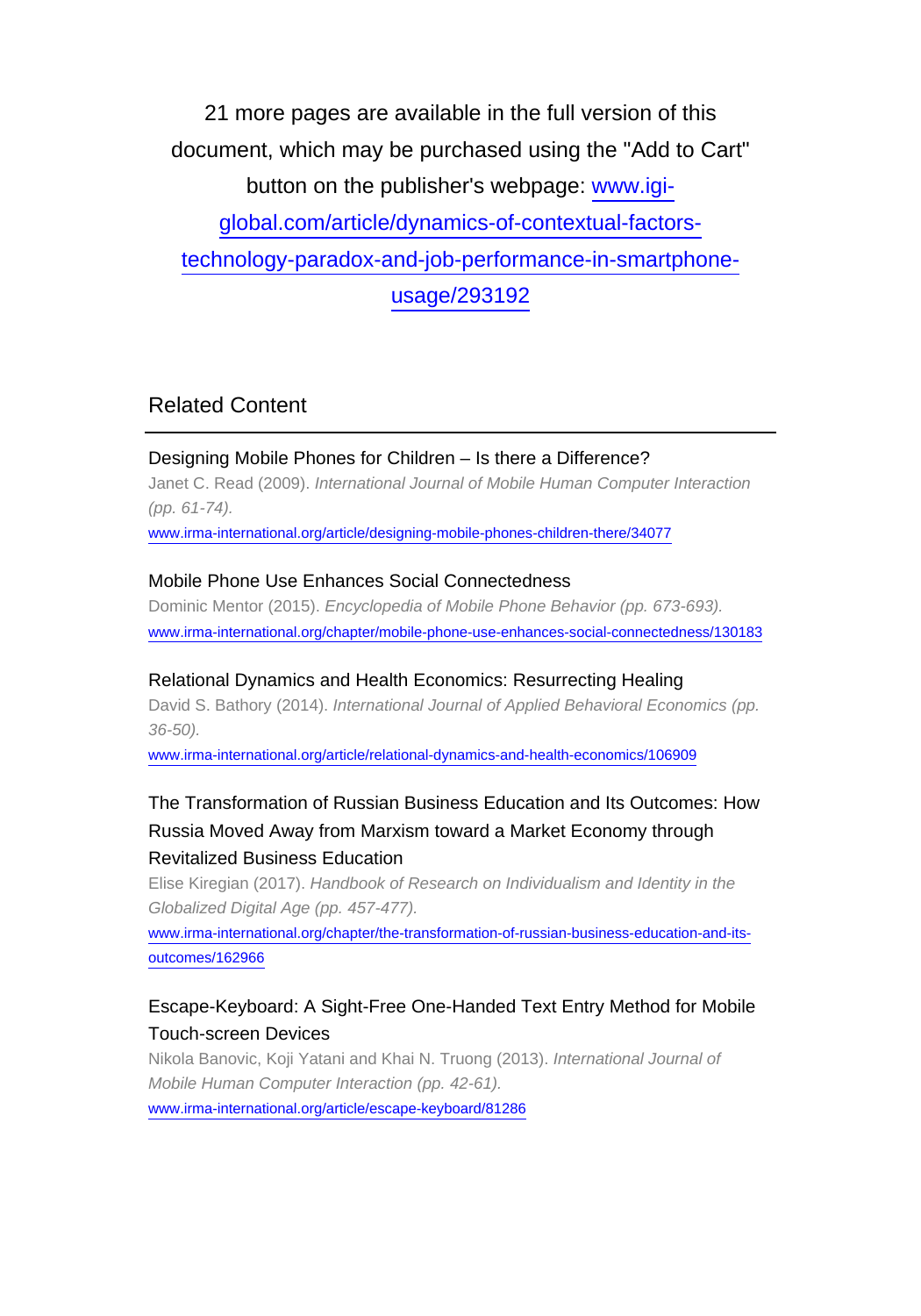21 more pages are available in the full version of this document, which may be purchased using the "Add to Cart" button on the publisher's webpage: [www.igi-global.com/article/dynamics-of-contextual-factors-technology-paradox-and-job-performance-in-smartphone-usage/293192](www.igi-global.com/article/dynamics-of-contextual-factors-technology-paradox-and-job-performance-in-smartphone-usage/293192)

## Related Content

**Designing Mobile Phones for Children – Is there a Difference?**
Janet C. Read (2009). *International Journal of Mobile Human Computer Interaction (pp. 61-74).*
[www.irma-international.org/article/designing-mobile-phones-children-there/34077](www.irma-international.org/article/designing-mobile-phones-children-there/34077)

**Mobile Phone Use Enhances Social Connectedness**
Dominic Mentor (2015). *Encyclopedia of Mobile Phone Behavior (pp. 673-693).*
[www.irma-international.org/chapter/mobile-phone-use-enhances-social-connectedness/130183](www.irma-international.org/chapter/mobile-phone-use-enhances-social-connectedness/130183)

**Relational Dynamics and Health Economics: Resurrecting Healing**
David S. Bathory (2014). *International Journal of Applied Behavioral Economics (pp. 36-50).*
[www.irma-international.org/article/relational-dynamics-and-health-economics/106909](www.irma-international.org/article/relational-dynamics-and-health-economics/106909)

**The Transformation of Russian Business Education and Its Outcomes: How Russia Moved Away from Marxism toward a Market Economy through Revitalized Business Education**
Elise Kiregian (2017). *Handbook of Research on Individualism and Identity in the Globalized Digital Age (pp. 457-477).*
[www.irma-international.org/chapter/the-transformation-of-russian-business-education-and-its-outcomes/162966](www.irma-international.org/chapter/the-transformation-of-russian-business-education-and-its-outcomes/162966)

**Escape-Keyboard: A Sight-Free One-Handed Text Entry Method for Mobile Touch-screen Devices**
Nikola Banovic, Koji Yatani and Khai N. Truong (2013). *International Journal of Mobile Human Computer Interaction (pp. 42-61).*
[www.irma-international.org/article/escape-keyboard/81286](www.irma-international.org/article/escape-keyboard/81286)